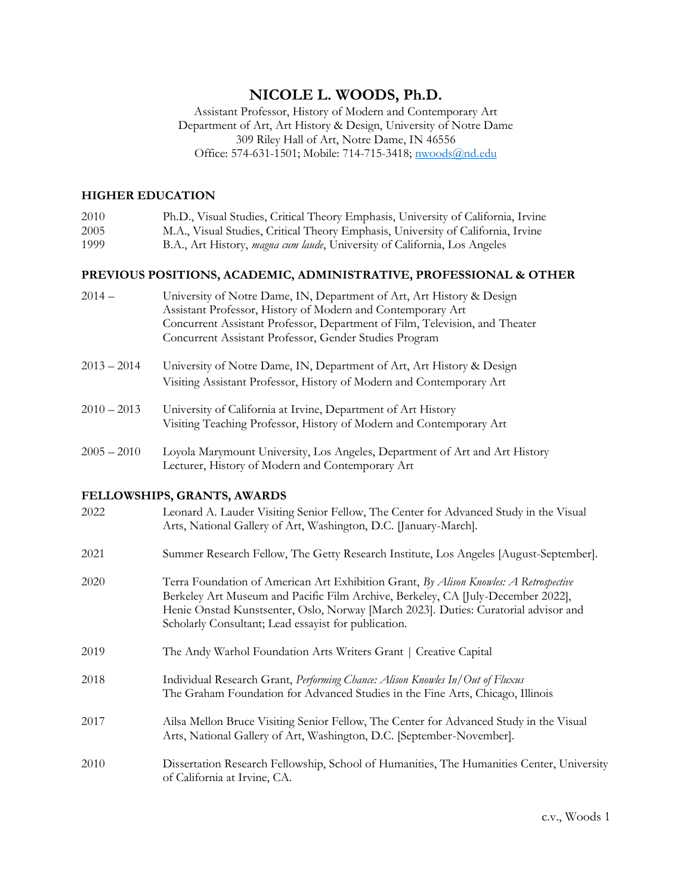# NICOLE L. WOODS, Ph.D.

Assistant Professor, History of Modern and Contemporary Art
Department of Art, Art History & Design, University of Notre Dame
309 Riley Hall of Art, Notre Dame, IN 46556
Office: 574-631-1501; Mobile: 714-715-3418; nwoods@nd.edu

## HIGHER EDUCATION

2010 Ph.D., Visual Studies, Critical Theory Emphasis, University of California, Irvine
2005 M.A., Visual Studies, Critical Theory Emphasis, University of California, Irvine
1999 B.A., Art History, *magna cum laude*, University of California, Los Angeles

## PREVIOUS POSITIONS, ACADEMIC, ADMINISTRATIVE, PROFESSIONAL & OTHER

2014 – University of Notre Dame, IN, Department of Art, Art History & Design
Assistant Professor, History of Modern and Contemporary Art
Concurrent Assistant Professor, Department of Film, Television, and Theater
Concurrent Assistant Professor, Gender Studies Program

2013 – 2014 University of Notre Dame, IN, Department of Art, Art History & Design
Visiting Assistant Professor, History of Modern and Contemporary Art

2010 – 2013 University of California at Irvine, Department of Art History
Visiting Teaching Professor, History of Modern and Contemporary Art

2005 – 2010 Loyola Marymount University, Los Angeles, Department of Art and Art History
Lecturer, History of Modern and Contemporary Art

## FELLOWSHIPS, GRANTS, AWARDS

2022 Leonard A. Lauder Visiting Senior Fellow, The Center for Advanced Study in the Visual Arts, National Gallery of Art, Washington, D.C. [January-March].

2021 Summer Research Fellow, The Getty Research Institute, Los Angeles [August-September].

2020 Terra Foundation of American Art Exhibition Grant, *By Alison Knowles: A Retrospective* Berkeley Art Museum and Pacific Film Archive, Berkeley, CA [July-December 2022], Henie Onstad Kunstsenter, Oslo, Norway [March 2023]. Duties: Curatorial advisor and Scholarly Consultant; Lead essayist for publication.

2019 The Andy Warhol Foundation Arts Writers Grant | Creative Capital

2018 Individual Research Grant, *Performing Chance: Alison Knowles In/Out of Fluxus*
The Graham Foundation for Advanced Studies in the Fine Arts, Chicago, Illinois

2017 Ailsa Mellon Bruce Visiting Senior Fellow, The Center for Advanced Study in the Visual Arts, National Gallery of Art, Washington, D.C. [September-November].

2010 Dissertation Research Fellowship, School of Humanities, The Humanities Center, University of California at Irvine, CA.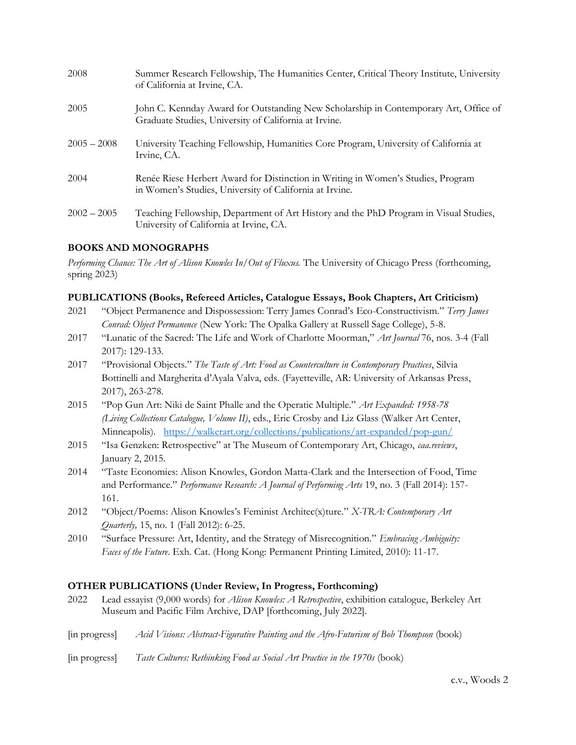| | |
|---|---|
| 2008 | Summer Research Fellowship, The Humanities Center, Critical Theory Institute, University of California at Irvine, CA. |
| 2005 | John C. Kennday Award for Outstanding New Scholarship in Contemporary Art, Office of Graduate Studies, University of California at Irvine. |
| 2005 – 2008 | University Teaching Fellowship, Humanities Core Program, University of California at Irvine, CA. |
| 2004 | Renée Riese Herbert Award for Distinction in Writing in Women's Studies, Program in Women's Studies, University of California at Irvine. |
| 2002 – 2005 | Teaching Fellowship, Department of Art History and the PhD Program in Visual Studies, University of California at Irvine, CA. |

**BOOKS AND MONOGRAPHS**

*Performing Chance: The Art of Alison Knowles In/Out of Fluxus.* The University of Chicago Press (forthcoming, spring 2023)

**PUBLICATIONS (Books, Refereed Articles, Catalogue Essays, Book Chapters, Art Criticism)**

2021 "Object Permanence and Dispossession: Terry James Conrad's Eco-Constructivism." *Terry James Conrad: Object Permanence* (New York: The Opalka Gallery at Russell Sage College), 5-8.

2017 "Lunatic of the Sacred: The Life and Work of Charlotte Moorman," *Art Journal* 76, nos. 3-4 (Fall 2017): 129-133.

2017 "Provisional Objects." *The Taste of Art: Food as Counterculture in Contemporary Practices*, Silvia Bottinelli and Margherita d'Ayala Valva, eds. (Fayetteville, AR: University of Arkansas Press, 2017), 263-278.

2015 "Pop Gun Art: Niki de Saint Phalle and the Operatic Multiple." *Art Expanded: 1958-78 (Living Collections Catalogue, Volume II)*, eds., Eric Crosby and Liz Glass (Walker Art Center, Minneapolis). https://walkerart.org/collections/publications/art-expanded/pop-gun/

2015 "Isa Genzken: Retrospective" at The Museum of Contemporary Art, Chicago, *caa.reviews*, January 2, 2015.

2014 "Taste Economies: Alison Knowles, Gordon Matta-Clark and the Intersection of Food, Time and Performance." *Performance Research: A Journal of Performing Arts* 19, no. 3 (Fall 2014): 157-161.

2012 "Object/Poems: Alison Knowles's Feminist Architec(x)ture." *X-TRA: Contemporary Art Quarterly,* 15, no. 1 (Fall 2012): 6-25.

2010 "Surface Pressure: Art, Identity, and the Strategy of Misrecognition." *Embracing Ambiguity: Faces of the Future*. Exh. Cat. (Hong Kong: Permanent Printing Limited, 2010): 11-17.

**OTHER PUBLICATIONS (Under Review, In Progress, Forthcoming)**

2022 Lead essayist (9,000 words) for *Alison Knowles: A Retrospective*, exhibition catalogue, Berkeley Art Museum and Pacific Film Archive, DAP [forthcoming, July 2022].

[in progress] *Acid Visions: Abstract-Figurative Painting and the Afro-Futurism of Bob Thompson* (book)

[in progress] *Taste Cultures: Rethinking Food as Social Art Practice in the 1970s* (book)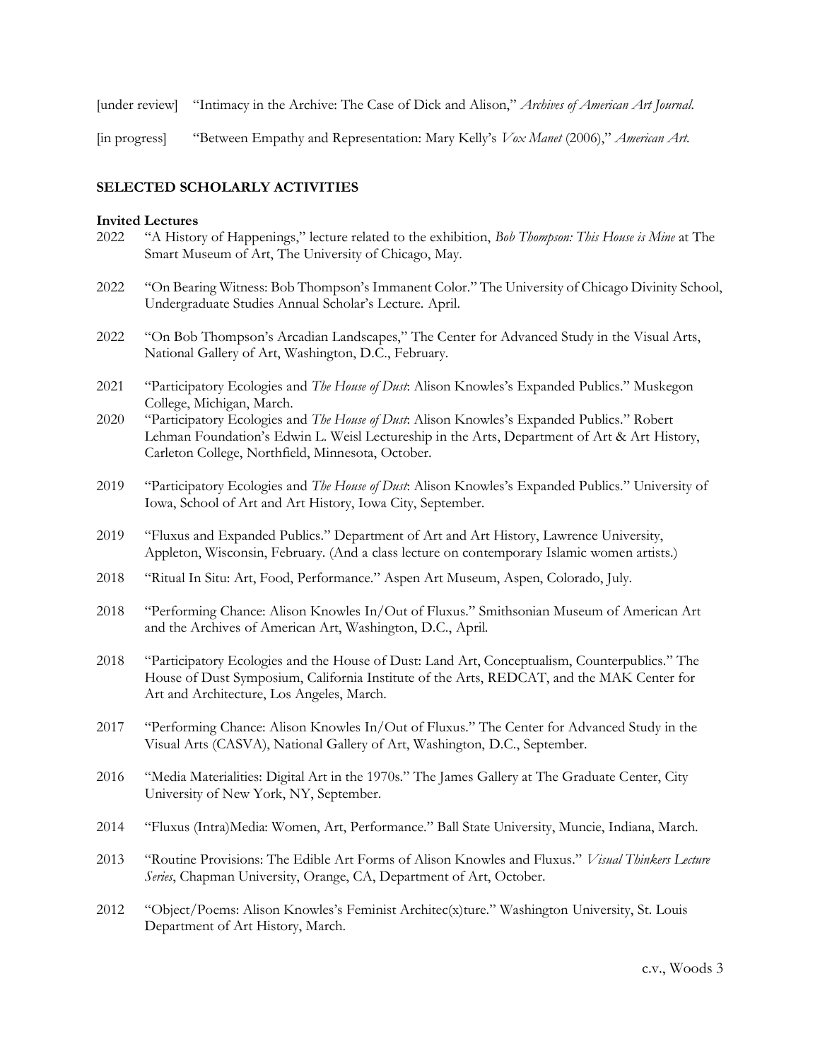[under review] "Intimacy in the Archive: The Case of Dick and Alison," *Archives of American Art Journal.*

[in progress] "Between Empathy and Representation: Mary Kelly's *Vox Manet* (2006)," *American Art.*

## SELECTED SCHOLARLY ACTIVITIES

**Invited Lectures**

2022 "A History of Happenings," lecture related to the exhibition, *Bob Thompson: This House is Mine* at The Smart Museum of Art, The University of Chicago, May.

2022 "On Bearing Witness: Bob Thompson's Immanent Color." The University of Chicago Divinity School, Undergraduate Studies Annual Scholar's Lecture. April.

2022 "On Bob Thompson's Arcadian Landscapes," The Center for Advanced Study in the Visual Arts, National Gallery of Art, Washington, D.C., February.

2021 "Participatory Ecologies and *The House of Dust*: Alison Knowles's Expanded Publics." Muskegon College, Michigan, March.

2020 "Participatory Ecologies and *The House of Dust*: Alison Knowles's Expanded Publics." Robert Lehman Foundation's Edwin L. Weisl Lectureship in the Arts, Department of Art & Art History, Carleton College, Northfield, Minnesota, October.

2019 "Participatory Ecologies and *The House of Dust*: Alison Knowles's Expanded Publics." University of Iowa, School of Art and Art History, Iowa City, September.

2019 "Fluxus and Expanded Publics." Department of Art and Art History, Lawrence University, Appleton, Wisconsin, February. (And a class lecture on contemporary Islamic women artists.)

2018 "Ritual In Situ: Art, Food, Performance." Aspen Art Museum, Aspen, Colorado, July.

2018 "Performing Chance: Alison Knowles In/Out of Fluxus." Smithsonian Museum of American Art and the Archives of American Art, Washington, D.C., April.

2018 "Participatory Ecologies and the House of Dust: Land Art, Conceptualism, Counterpublics." The House of Dust Symposium, California Institute of the Arts, REDCAT, and the MAK Center for Art and Architecture, Los Angeles, March.

2017 "Performing Chance: Alison Knowles In/Out of Fluxus." The Center for Advanced Study in the Visual Arts (CASVA), National Gallery of Art, Washington, D.C., September.

2016 "Media Materialities: Digital Art in the 1970s." The James Gallery at The Graduate Center, City University of New York, NY, September.

2014 "Fluxus (Intra)Media: Women, Art, Performance." Ball State University, Muncie, Indiana, March.

2013 "Routine Provisions: The Edible Art Forms of Alison Knowles and Fluxus." *Visual Thinkers Lecture Series*, Chapman University, Orange, CA, Department of Art, October.

2012 "Object/Poems: Alison Knowles's Feminist Architec(x)ture." Washington University, St. Louis Department of Art History, March.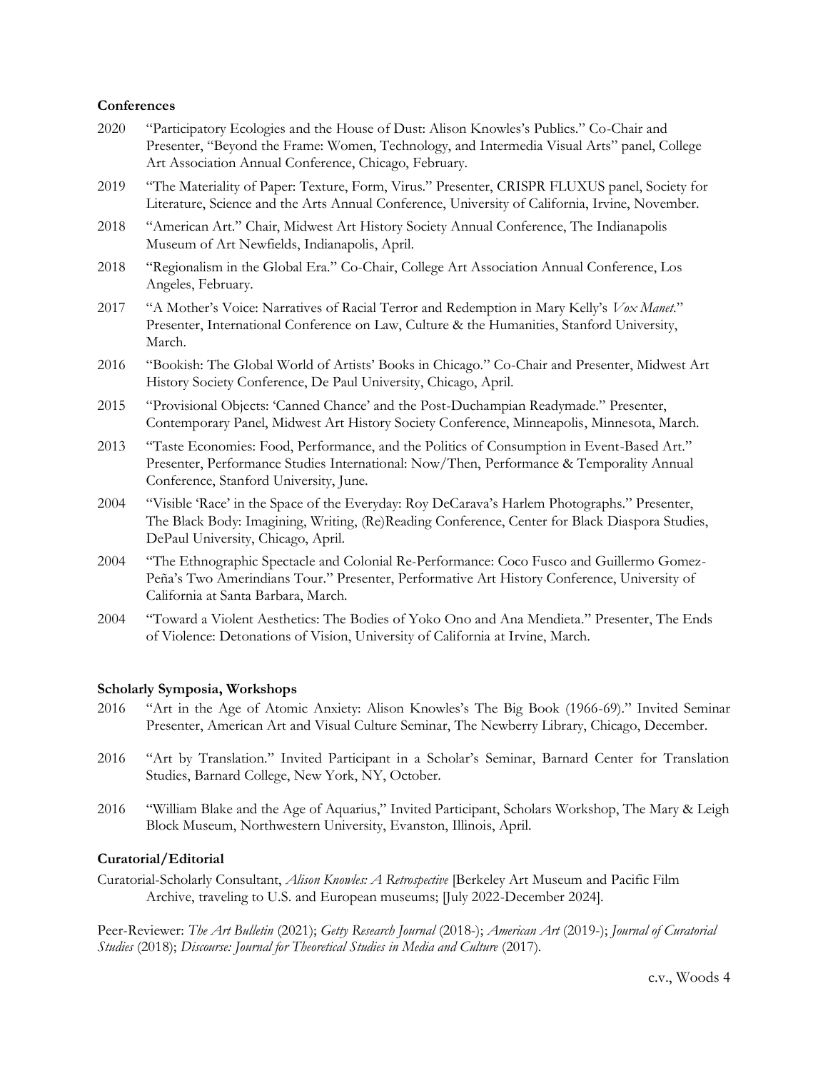**Conferences**

2020 "Participatory Ecologies and the House of Dust: Alison Knowles's Publics." Co-Chair and Presenter, "Beyond the Frame: Women, Technology, and Intermedia Visual Arts" panel, College Art Association Annual Conference, Chicago, February.

2019 "The Materiality of Paper: Texture, Form, Virus." Presenter, CRISPR FLUXUS panel, Society for Literature, Science and the Arts Annual Conference, University of California, Irvine, November.

2018 "American Art." Chair, Midwest Art History Society Annual Conference, The Indianapolis Museum of Art Newfields, Indianapolis, April.

2018 "Regionalism in the Global Era." Co-Chair, College Art Association Annual Conference, Los Angeles, February.

2017 "A Mother's Voice: Narratives of Racial Terror and Redemption in Mary Kelly's *Vox Manet*." Presenter, International Conference on Law, Culture & the Humanities, Stanford University, March.

2016 "Bookish: The Global World of Artists' Books in Chicago." Co-Chair and Presenter, Midwest Art History Society Conference, De Paul University, Chicago, April.

2015 "Provisional Objects: 'Canned Chance' and the Post-Duchampian Readymade." Presenter, Contemporary Panel, Midwest Art History Society Conference, Minneapolis, Minnesota, March.

2013 "Taste Economies: Food, Performance, and the Politics of Consumption in Event-Based Art." Presenter, Performance Studies International: Now/Then, Performance & Temporality Annual Conference, Stanford University, June.

2004 "Visible 'Race' in the Space of the Everyday: Roy DeCarava's Harlem Photographs." Presenter, The Black Body: Imagining, Writing, (Re)Reading Conference, Center for Black Diaspora Studies, DePaul University, Chicago, April.

2004 "The Ethnographic Spectacle and Colonial Re-Performance: Coco Fusco and Guillermo Gomez-Peña's Two Amerindians Tour." Presenter, Performative Art History Conference, University of California at Santa Barbara, March.

2004 "Toward a Violent Aesthetics: The Bodies of Yoko Ono and Ana Mendieta." Presenter, The Ends of Violence: Detonations of Vision, University of California at Irvine, March.

**Scholarly Symposia, Workshops**

2016 "Art in the Age of Atomic Anxiety: Alison Knowles's The Big Book (1966-69)." Invited Seminar Presenter, American Art and Visual Culture Seminar, The Newberry Library, Chicago, December.

2016 "Art by Translation." Invited Participant in a Scholar's Seminar, Barnard Center for Translation Studies, Barnard College, New York, NY, October.

2016 "William Blake and the Age of Aquarius," Invited Participant, Scholars Workshop, The Mary & Leigh Block Museum, Northwestern University, Evanston, Illinois, April.

**Curatorial/Editorial**

Curatorial-Scholarly Consultant, *Alison Knowles: A Retrospective* [Berkeley Art Museum and Pacific Film Archive, traveling to U.S. and European museums; [July 2022-December 2024].

Peer-Reviewer: *The Art Bulletin* (2021); *Getty Research Journal* (2018-); *American Art* (2019-); *Journal of Curatorial Studies* (2018); *Discourse: Journal for Theoretical Studies in Media and Culture* (2017).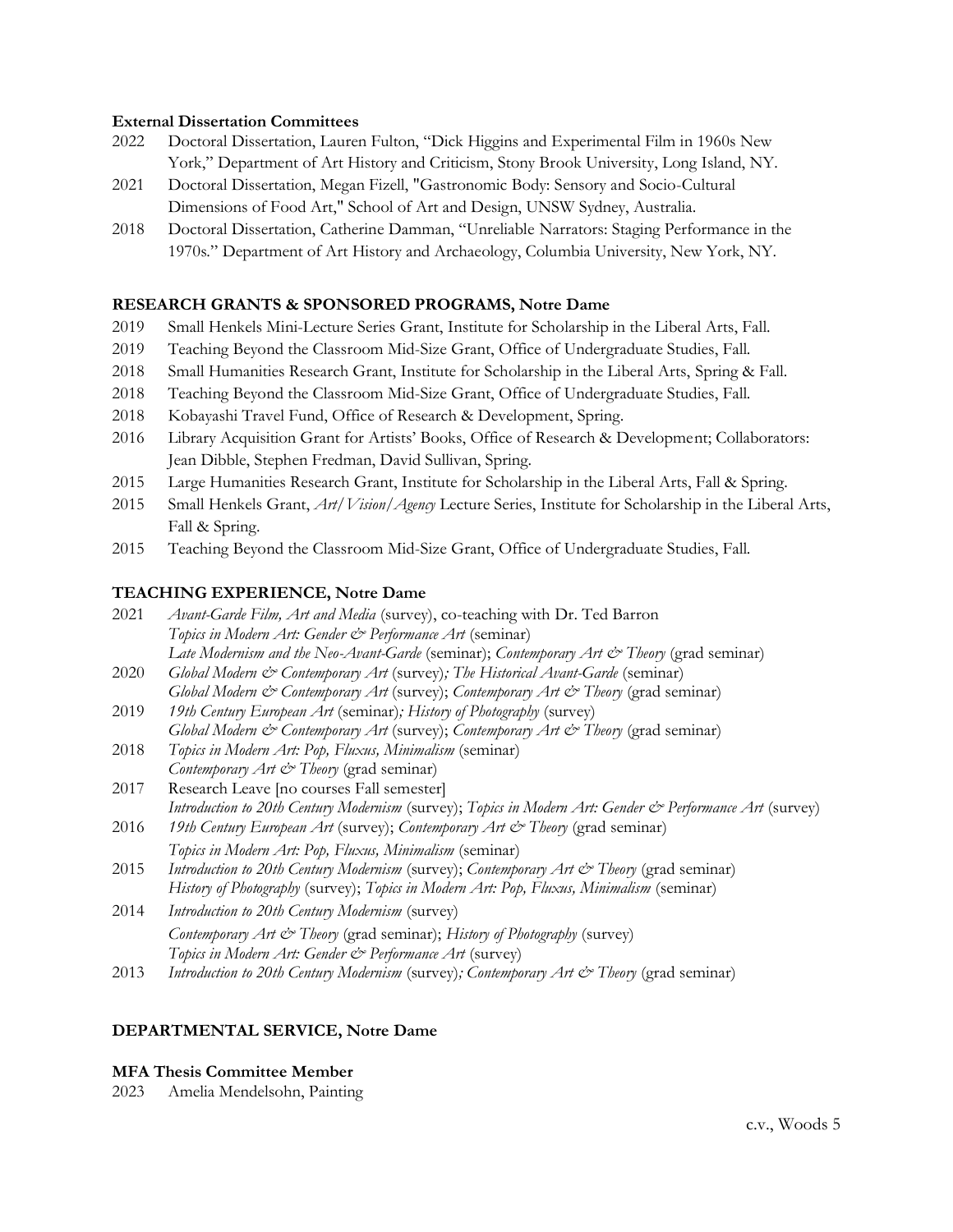**External Dissertation Committees**

2022 Doctoral Dissertation, Lauren Fulton, "Dick Higgins and Experimental Film in 1960s New York," Department of Art History and Criticism, Stony Brook University, Long Island, NY.

2021 Doctoral Dissertation, Megan Fizell, "Gastronomic Body: Sensory and Socio-Cultural Dimensions of Food Art," School of Art and Design, UNSW Sydney, Australia.

2018 Doctoral Dissertation, Catherine Damman, "Unreliable Narrators: Staging Performance in the 1970s." Department of Art History and Archaeology, Columbia University, New York, NY.

## RESEARCH GRANTS & SPONSORED PROGRAMS, Notre Dame

2019 Small Henkels Mini-Lecture Series Grant, Institute for Scholarship in the Liberal Arts, Fall.

2019 Teaching Beyond the Classroom Mid-Size Grant, Office of Undergraduate Studies, Fall.

2018 Small Humanities Research Grant, Institute for Scholarship in the Liberal Arts, Spring & Fall.

2018 Teaching Beyond the Classroom Mid-Size Grant, Office of Undergraduate Studies, Fall.

2018 Kobayashi Travel Fund, Office of Research & Development, Spring.

2016 Library Acquisition Grant for Artists' Books, Office of Research & Development; Collaborators: Jean Dibble, Stephen Fredman, David Sullivan, Spring.

2015 Large Humanities Research Grant, Institute for Scholarship in the Liberal Arts, Fall & Spring.

2015 Small Henkels Grant, *Art/Vision/Agency* Lecture Series, Institute for Scholarship in the Liberal Arts, Fall & Spring.

2015 Teaching Beyond the Classroom Mid-Size Grant, Office of Undergraduate Studies, Fall.

## TEACHING EXPERIENCE, Notre Dame

2021 *Avant-Garde Film, Art and Media* (survey), co-teaching with Dr. Ted Barron
*Topics in Modern Art: Gender & Performance Art* (seminar)
*Late Modernism and the Neo-Avant-Garde* (seminar); *Contemporary Art & Theory* (grad seminar)

2020 *Global Modern & Contemporary Art* (survey); *The Historical Avant-Garde* (seminar)
*Global Modern & Contemporary Art* (survey); *Contemporary Art & Theory* (grad seminar)

2019 *19th Century European Art* (seminar); *History of Photography* (survey)
*Global Modern & Contemporary Art* (survey); *Contemporary Art & Theory* (grad seminar)

2018 *Topics in Modern Art: Pop, Fluxus, Minimalism* (seminar)
*Contemporary Art & Theory* (grad seminar)

2017 Research Leave [no courses Fall semester]
*Introduction to 20th Century Modernism* (survey); *Topics in Modern Art: Gender & Performance Art* (survey)

2016 *19th Century European Art* (survey); *Contemporary Art & Theory* (grad seminar)
*Topics in Modern Art: Pop, Fluxus, Minimalism* (seminar)

2015 *Introduction to 20th Century Modernism* (survey); *Contemporary Art & Theory* (grad seminar)
*History of Photography* (survey); *Topics in Modern Art: Pop, Fluxus, Minimalism* (seminar)

2014 *Introduction to 20th Century Modernism* (survey)
*Contemporary Art & Theory* (grad seminar); *History of Photography* (survey)
*Topics in Modern Art: Gender & Performance Art* (survey)

2013 *Introduction to 20th Century Modernism* (survey); *Contemporary Art & Theory* (grad seminar)

## DEPARTMENTAL SERVICE, Notre Dame

**MFA Thesis Committee Member**

2023 Amelia Mendelsohn, Painting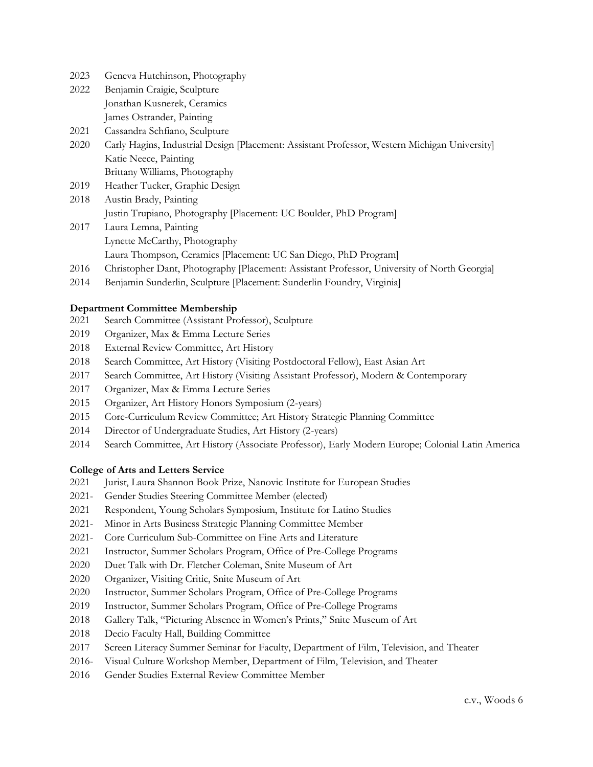2023 Geneva Hutchinson, Photography
2022 Benjamin Craigie, Sculpture
Jonathan Kusnerek, Ceramics
James Ostrander, Painting
2021 Cassandra Schfiano, Sculpture
2020 Carly Hagins, Industrial Design [Placement: Assistant Professor, Western Michigan University]
Katie Neece, Painting
Brittany Williams, Photography
2019 Heather Tucker, Graphic Design
2018 Austin Brady, Painting
Justin Trupiano, Photography [Placement: UC Boulder, PhD Program]
2017 Laura Lemna, Painting
Lynette McCarthy, Photography
Laura Thompson, Ceramics [Placement: UC San Diego, PhD Program]
2016 Christopher Dant, Photography [Placement: Assistant Professor, University of North Georgia]
2014 Benjamin Sunderlin, Sculpture [Placement: Sunderlin Foundry, Virginia]

**Department Committee Membership**

2021 Search Committee (Assistant Professor), Sculpture
2019 Organizer, Max & Emma Lecture Series
2018 External Review Committee, Art History
2018 Search Committee, Art History (Visiting Postdoctoral Fellow), East Asian Art
2017 Search Committee, Art History (Visiting Assistant Professor), Modern & Contemporary
2017 Organizer, Max & Emma Lecture Series
2015 Organizer, Art History Honors Symposium (2-years)
2015 Core-Curriculum Review Committee; Art History Strategic Planning Committee
2014 Director of Undergraduate Studies, Art History (2-years)
2014 Search Committee, Art History (Associate Professor), Early Modern Europe; Colonial Latin America

**College of Arts and Letters Service**

2021 Jurist, Laura Shannon Book Prize, Nanovic Institute for European Studies
2021- Gender Studies Steering Committee Member (elected)
2021 Respondent, Young Scholars Symposium, Institute for Latino Studies
2021- Minor in Arts Business Strategic Planning Committee Member
2021- Core Curriculum Sub-Committee on Fine Arts and Literature
2021 Instructor, Summer Scholars Program, Office of Pre-College Programs
2020 Duet Talk with Dr. Fletcher Coleman, Snite Museum of Art
2020 Organizer, Visiting Critic, Snite Museum of Art
2020 Instructor, Summer Scholars Program, Office of Pre-College Programs
2019 Instructor, Summer Scholars Program, Office of Pre-College Programs
2018 Gallery Talk, "Picturing Absence in Women's Prints," Snite Museum of Art
2018 Decio Faculty Hall, Building Committee
2017 Screen Literacy Summer Seminar for Faculty, Department of Film, Television, and Theater
2016- Visual Culture Workshop Member, Department of Film, Television, and Theater
2016 Gender Studies External Review Committee Member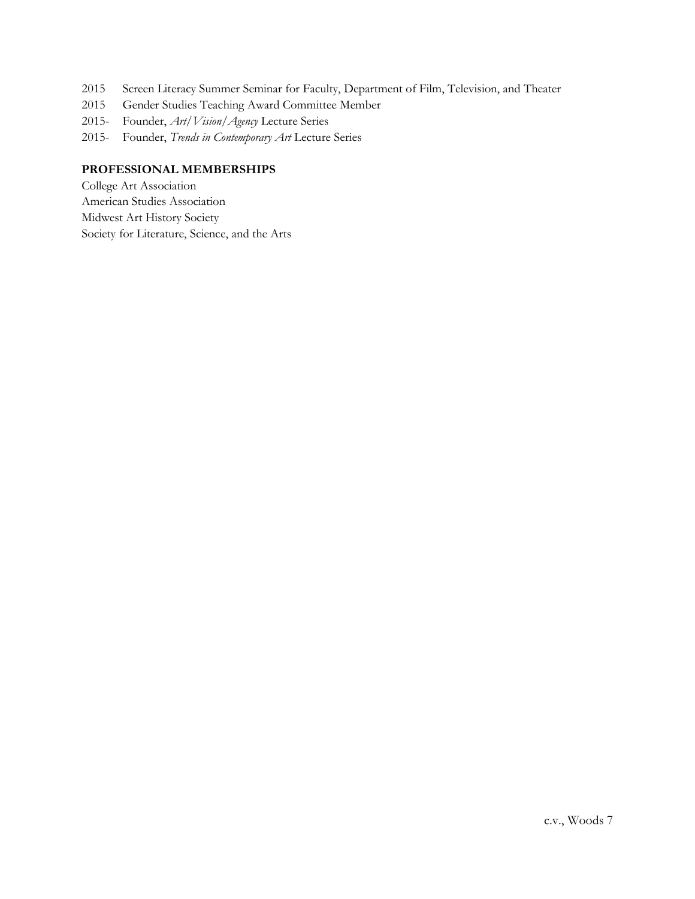2015 Screen Literacy Summer Seminar for Faculty, Department of Film, Television, and Theater
2015 Gender Studies Teaching Award Committee Member
2015- Founder, *Art/Vision/Agency* Lecture Series
2015- Founder, *Trends in Contemporary Art* Lecture Series

**PROFESSIONAL MEMBERSHIPS**

College Art Association
American Studies Association
Midwest Art History Society
Society for Literature, Science, and the Arts